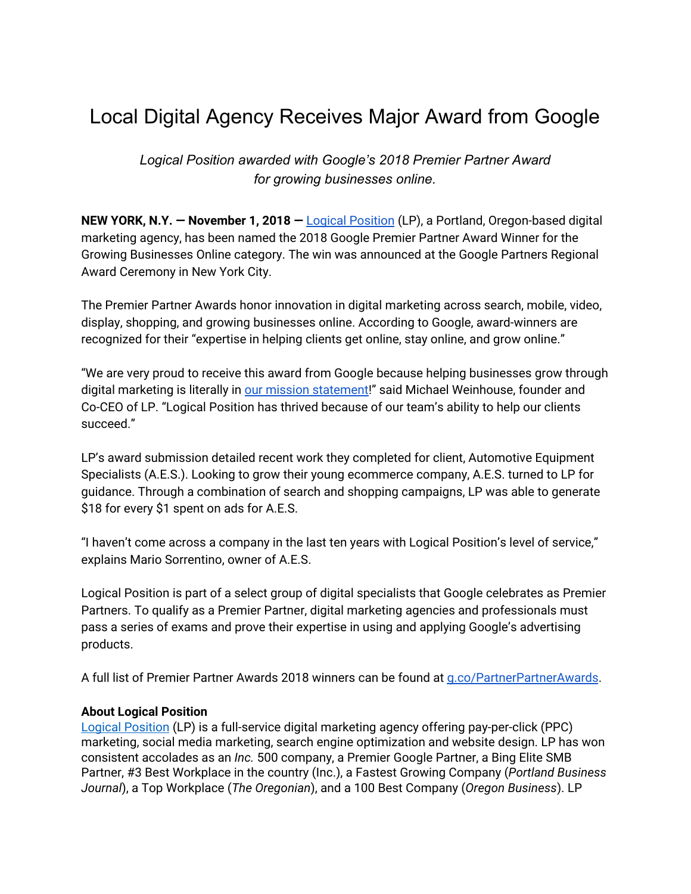# Local Digital Agency Receives Major Award from Google

*Logical Position awarded with Google's 2018 Premier Partner Award for growing businesses online.*

**NEW YORK, N.Y. — November 1, 2018 —** [Logical Position](Logical Position) (LP), a Portland, Oregon-based digital marketing agency, has been named the 2018 Google Premier Partner Award Winner for the Growing Businesses Online category. The win was announced at the Google Partners Regional Award Ceremony in New York City.

The Premier Partner Awards honor innovation in digital marketing across search, mobile, video, display, shopping, and growing businesses online. According to Google, award-winners are recognized for their "expertise in helping clients get online, stay online, and grow online."

"We are very proud to receive this award from Google because helping businesses grow through digital marketing is literally in our mission statement!" said Michael Weinhouse, founder and Co-CEO of LP. "Logical Position has thrived because of our team's ability to help our clients succeed."

LP's award submission detailed recent work they completed for client, Automotive Equipment Specialists (A.E.S.). Looking to grow their young ecommerce company, A.E.S. turned to LP for guidance. Through a combination of search and shopping campaigns, LP was able to generate $18 for every $1 spent on ads for A.E.S.

"I haven't come across a company in the last ten years with Logical Position's level of service," explains Mario Sorrentino, owner of A.E.S.

Logical Position is part of a select group of digital specialists that Google celebrates as Premier Partners. To qualify as a Premier Partner, digital marketing agencies and professionals must pass a series of exams and prove their expertise in using and applying Google's advertising products.

A full list of Premier Partner Awards 2018 winners can be found at g.co/PartnerPartnerAwards.

**About Logical Position**
Logical Position (LP) is a full-service digital marketing agency offering pay-per-click (PPC) marketing, social media marketing, search engine optimization and website design. LP has won consistent accolades as an *Inc.* 500 company, a Premier Google Partner, a Bing Elite SMB Partner, #3 Best Workplace in the country (Inc.), a Fastest Growing Company (*Portland Business Journal*), a Top Workplace (*The Oregonian*), and a 100 Best Company (*Oregon Business*). LP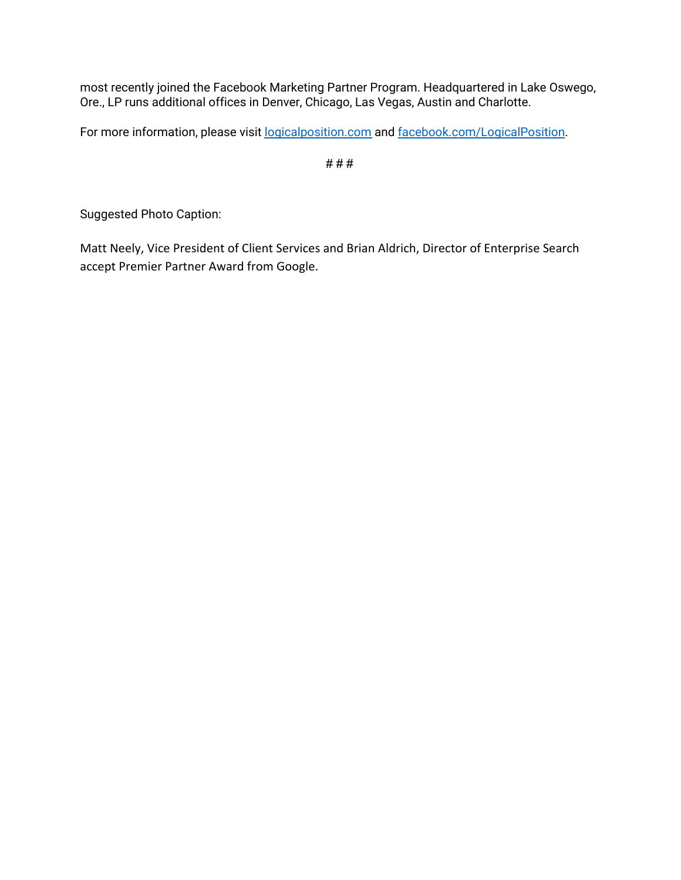most recently joined the Facebook Marketing Partner Program. Headquartered in Lake Oswego, Ore., LP runs additional offices in Denver, Chicago, Las Vegas, Austin and Charlotte.

For more information, please visit [logicalposition.com](logicalposition.com) and [facebook.com/LogicalPosition](facebook.com/LogicalPosition).

# # #

Suggested Photo Caption:

Matt Neely, Vice President of Client Services and Brian Aldrich, Director of Enterprise Search accept Premier Partner Award from Google.